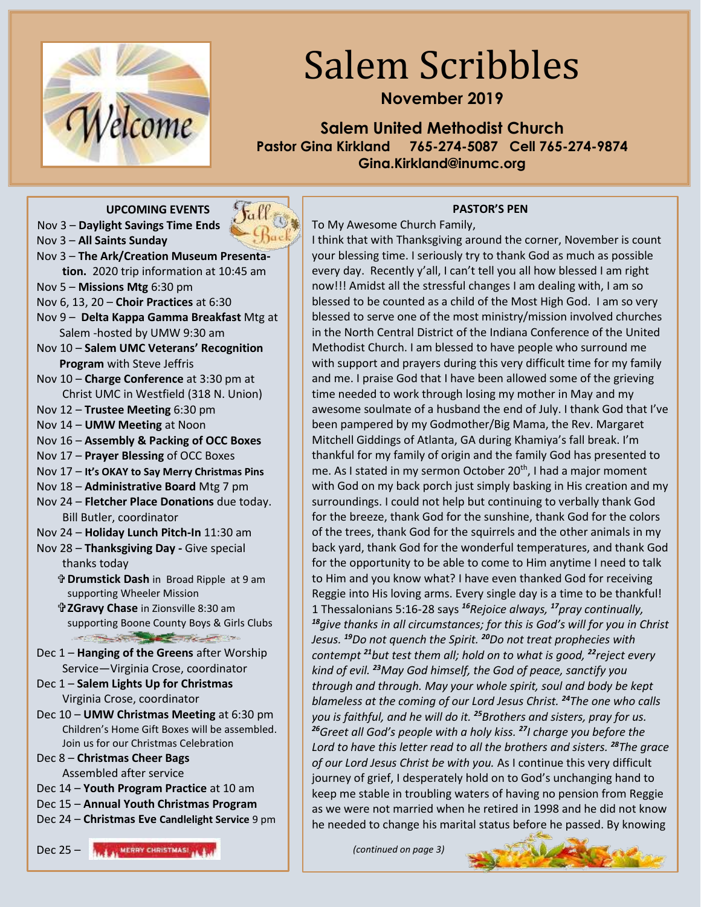# Salem Scribbles

**November 2019**

**Salem United Methodist Church**
**Pastor Gina Kirkland 765-274-5087 Cell 765-274-9874**
**Gina.Kirkland@inumc.org**

## UPCOMING EVENTS

Nov 3 – **Daylight Savings Time Ends**
Nov 3 – **All Saints Sunday**
Nov 3 – **The Ark/Creation Museum Presentation.** 2020 trip information at 10:45 am
Nov 5 – **Missions Mtg** 6:30 pm
Nov 6, 13, 20 – **Choir Practices** at 6:30
Nov 9 – **Delta Kappa Gamma Breakfast** Mtg at Salem -hosted by UMW 9:30 am
Nov 10 – **Salem UMC Veterans' Recognition Program** with Steve Jeffris
Nov 10 – **Charge Conference** at 3:30 pm at Christ UMC in Westfield (318 N. Union)
Nov 12 – **Trustee Meeting** 6:30 pm
Nov 14 – **UMW Meeting** at Noon
Nov 16 – **Assembly & Packing of OCC Boxes**
Nov 17 – **Prayer Blessing** of OCC Boxes
Nov 17 – **It's OKAY to Say Merry Christmas Pins**
Nov 18 – **Administrative Board** Mtg 7 pm
Nov 24 – **Fletcher Place Donations** due today. Bill Butler, coordinator
Nov 24 – **Holiday Lunch Pitch-In** 11:30 am
Nov 28 – **Thanksgiving Day -** Give special thanks today

- ✞ **Drumstick Dash** in Broad Ripple at 9 am supporting Wheeler Mission
- ✞ **ZGravy Chase** in Zionsville 8:30 am supporting Boone County Boys & Girls Clubs

Dec 1 – **Hanging of the Greens** after Worship Service—Virginia Crose, coordinator
Dec 1 – **Salem Lights Up for Christmas** Virginia Crose, coordinator
Dec 10 – **UMW Christmas Meeting** at 6:30 pm Children's Home Gift Boxes will be assembled. Join us for our Christmas Celebration
Dec 8 – **Christmas Cheer Bags** Assembled after service
Dec 14 – **Youth Program Practice** at 10 am
Dec 15 – **Annual Youth Christmas Program**
Dec 24 – **Christmas Eve Candlelight Service** 9 pm
Dec 25 – MERRY CHRISTMAS!

## PASTOR'S PEN

To My Awesome Church Family,

I think that with Thanksgiving around the corner, November is count your blessing time. I seriously try to thank God as much as possible every day. Recently y'all, I can't tell you all how blessed I am right now!!! Amidst all the stressful changes I am dealing with, I am so blessed to be counted as a child of the Most High God. I am so very blessed to serve one of the most ministry/mission involved churches in the North Central District of the Indiana Conference of the United Methodist Church. I am blessed to have people who surround me with support and prayers during this very difficult time for my family and me. I praise God that I have been allowed some of the grieving time needed to work through losing my mother in May and my awesome soulmate of a husband the end of July. I thank God that I've been pampered by my Godmother/Big Mama, the Rev. Margaret Mitchell Giddings of Atlanta, GA during Khamiya's fall break. I'm thankful for my family of origin and the family God has presented to me. As I stated in my sermon October 20th, I had a major moment with God on my back porch just simply basking in His creation and my surroundings. I could not help but continuing to verbally thank God for the breeze, thank God for the sunshine, thank God for the colors of the trees, thank God for the squirrels and the other animals in my back yard, thank God for the wonderful temperatures, and thank God for the opportunity to be able to come to Him anytime I need to talk to Him and you know what? I have even thanked God for receiving Reggie into His loving arms. Every single day is a time to be thankful! 1 Thessalonians 5:16-28 says *16Rejoice always, 17pray continually, 18give thanks in all circumstances; for this is God's will for you in Christ Jesus. 19Do not quench the Spirit. 20Do not treat prophecies with contempt 21but test them all; hold on to what is good, 22reject every kind of evil. 23May God himself, the God of peace, sanctify you through and through. May your whole spirit, soul and body be kept blameless at the coming of our Lord Jesus Christ. 24The one who calls you is faithful, and he will do it. 25Brothers and sisters, pray for us. 26Greet all God's people with a holy kiss. 27I charge you before the Lord to have this letter read to all the brothers and sisters. 28The grace of our Lord Jesus Christ be with you.* As I continue this very difficult journey of grief, I desperately hold on to God's unchanging hand to keep me stable in troubling waters of having no pension from Reggie as we were not married when he retired in 1998 and he did not know he needed to change his marital status before he passed. By knowing

*(continued on page 3)*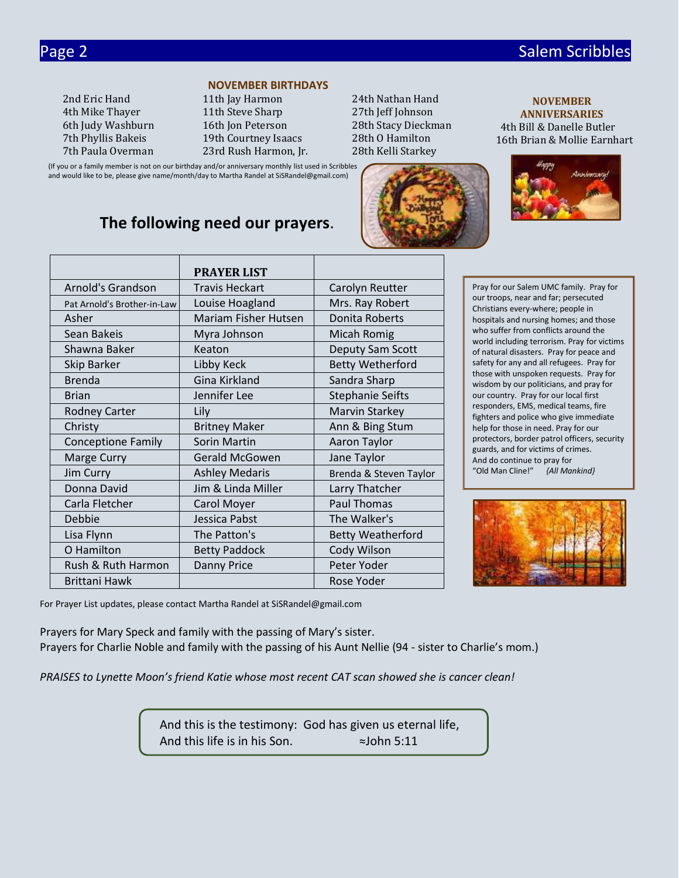## NOVEMBER BIRTHDAYS

2nd Eric Hand
4th Mike Thayer
6th Judy Washburn
7th Phyllis Bakeis
7th Paula Overman
11th Jay Harmon
11th Steve Sharp
16th Jon Peterson
19th Courtney Isaacs
23rd Rush Harmon, Jr.
24th Nathan Hand
27th Jeff Johnson
28th Stacy Dieckman
28th O Hamilton
28th Kelli Starkey

## NOVEMBER ANNIVERSARIES

4th Bill & Danelle Butler
16th Brian & Mollie Earnhart

(If you or a family member is not on our birthday and/or anniversary monthly list used in Scribbles and would like to be, please give name/month/day to Martha Randel at SiSRandel@gmail.com)

## The following need our prayers.

| | PRAYER LIST | |
|---|---|---|
| Arnold's Grandson | Travis Heckart | Carolyn Reutter |
| Pat Arnold's Brother-in-Law | Louise Hoagland | Mrs. Ray Robert |
| Asher | Mariam Fisher Hutsen | Donita Roberts |
| Sean Bakeis | Myra Johnson | Micah Romig |
| Shawna Baker | Keaton | Deputy Sam Scott |
| Skip Barker | Libby Keck | Betty Wetherford |
| Brenda | Gina Kirkland | Sandra Sharp |
| Brian | Jennifer Lee | Stephanie Seifts |
| Rodney Carter | Lily | Marvin Starkey |
| Christy | Britney Maker | Ann & Bing Stum |
| Conceptione Family | Sorin Martin | Aaron Taylor |
| Marge Curry | Gerald McGowen | Jane Taylor |
| Jim Curry | Ashley Medaris | Brenda & Steven Taylor |
| Donna David | Jim & Linda Miller | Larry Thatcher |
| Carla Fletcher | Carol Moyer | Paul Thomas |
| Debbie | Jessica Pabst | The Walker's |
| Lisa Flynn | The Patton's | Betty Weatherford |
| O Hamilton | Betty Paddock | Cody Wilson |
| Rush & Ruth Harmon | Danny Price | Peter Yoder |
| Brittani Hawk | | Rose Yoder |

Pray for our Salem UMC family. Pray for our troops, near and far; persecuted Christians every-where; people in hospitals and nursing homes; and those who suffer from conflicts around the world including terrorism. Pray for victims of natural disasters. Pray for peace and safety for any and all refugees. Pray for those with unspoken requests. Pray for wisdom by our politicians, and pray for our country. Pray for our local first responders, EMS, medical teams, fire fighters and police who give immediate help for those in need. Pray for our protectors, border patrol officers, security guards, and for victims of crimes. And do continue to pray for "Old Man Cline!" *{All Mankind}*

For Prayer List updates, please contact Martha Randel at SiSRandel@gmail.com

Prayers for Mary Speck and family with the passing of Mary's sister.
Prayers for Charlie Noble and family with the passing of his Aunt Nellie (94 - sister to Charlie's mom.)

*PRAISES to Lynette Moon's friend Katie whose most recent CAT scan showed she is cancer clean!*

And this is the testimony: God has given us eternal life,
And this life is in his Son. ≈John 5:11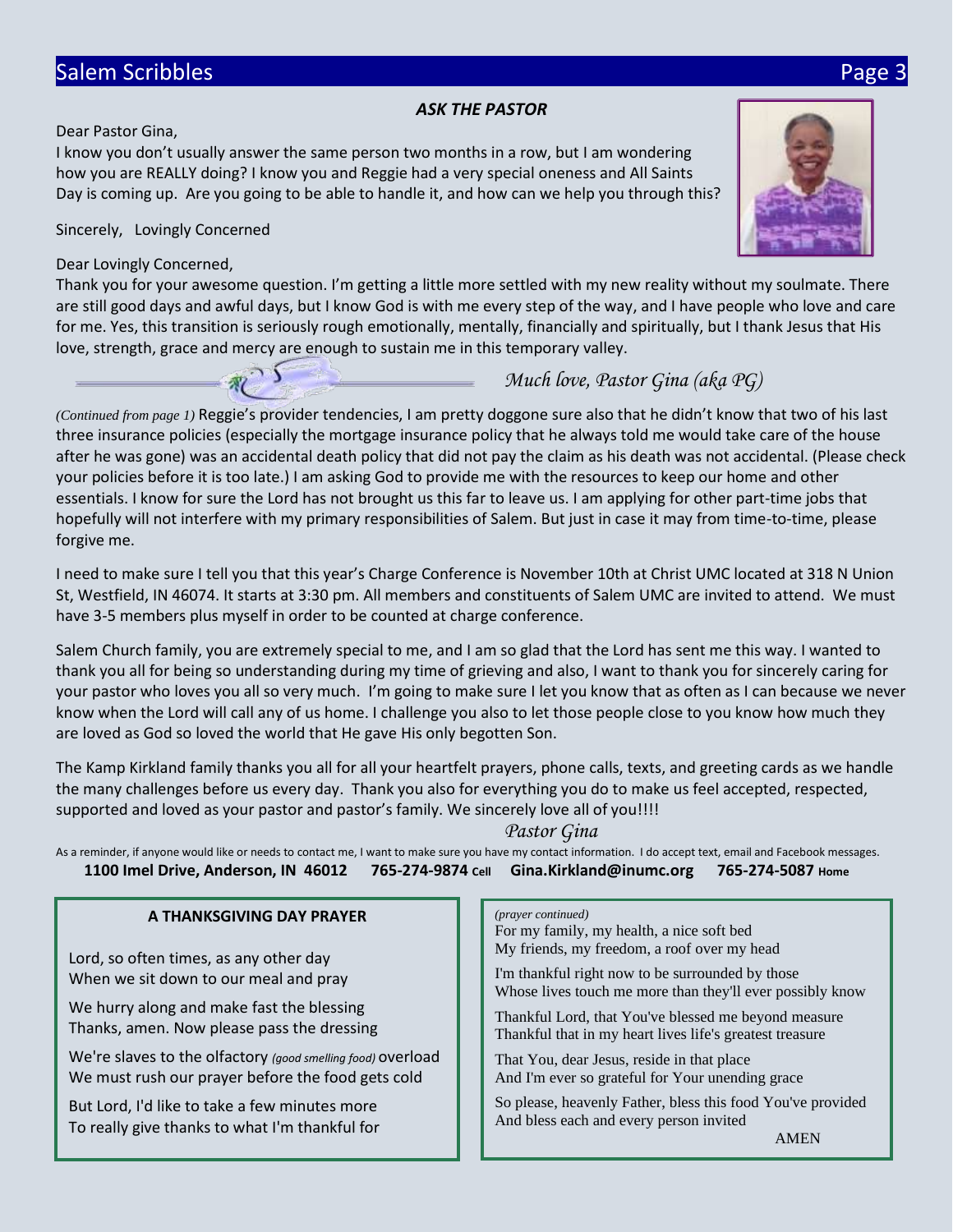### *ASK THE PASTOR*

Dear Pastor Gina,

I know you don't usually answer the same person two months in a row, but I am wondering how you are REALLY doing? I know you and Reggie had a very special oneness and All Saints Day is coming up. Are you going to be able to handle it, and how can we help you through this?

Sincerely, Lovingly Concerned

Dear Lovingly Concerned,

Thank you for your awesome question. I'm getting a little more settled with my new reality without my soulmate. There are still good days and awful days, but I know God is with me every step of the way, and I have people who love and care for me. Yes, this transition is seriously rough emotionally, mentally, financially and spiritually, but I thank Jesus that His love, strength, grace and mercy are enough to sustain me in this temporary valley.

*Much love, Pastor Gina (aka PG)*

*(Continued from page 1)* Reggie's provider tendencies, I am pretty doggone sure also that he didn't know that two of his last three insurance policies (especially the mortgage insurance policy that he always told me would take care of the house after he was gone) was an accidental death policy that did not pay the claim as his death was not accidental. (Please check your policies before it is too late.) I am asking God to provide me with the resources to keep our home and other essentials. I know for sure the Lord has not brought us this far to leave us. I am applying for other part-time jobs that hopefully will not interfere with my primary responsibilities of Salem. But just in case it may from time-to-time, please forgive me.

I need to make sure I tell you that this year's Charge Conference is November 10th at Christ UMC located at 318 N Union St, Westfield, IN 46074. It starts at 3:30 pm. All members and constituents of Salem UMC are invited to attend. We must have 3-5 members plus myself in order to be counted at charge conference.

Salem Church family, you are extremely special to me, and I am so glad that the Lord has sent me this way. I wanted to thank you all for being so understanding during my time of grieving and also, I want to thank you for sincerely caring for your pastor who loves you all so very much. I'm going to make sure I let you know that as often as I can because we never know when the Lord will call any of us home. I challenge you also to let those people close to you know how much they are loved as God so loved the world that He gave His only begotten Son.

The Kamp Kirkland family thanks you all for all your heartfelt prayers, phone calls, texts, and greeting cards as we handle the many challenges before us every day. Thank you also for everything you do to make us feel accepted, respected, supported and loved as your pastor and pastor's family. We sincerely love all of you!!!!

*Pastor Gina*

As a reminder, if anyone would like or needs to contact me, I want to make sure you have my contact information. I do accept text, email and Facebook messages.

**1100 Imel Drive, Anderson, IN 46012 765-274-9874 Cell Gina.Kirkland@inumc.org 765-274-5087 Home**

### A THANKSGIVING DAY PRAYER

Lord, so often times, as any other day
When we sit down to our meal and pray

We hurry along and make fast the blessing
Thanks, amen. Now please pass the dressing

We're slaves to the olfactory *(good smelling food)* overload
We must rush our prayer before the food gets cold

But Lord, I'd like to take a few minutes more
To really give thanks to what I'm thankful for

*(prayer continued)*
For my family, my health, a nice soft bed
My friends, my freedom, a roof over my head

I'm thankful right now to be surrounded by those
Whose lives touch me more than they'll ever possibly know

Thankful Lord, that You've blessed me beyond measure
Thankful that in my heart lives life's greatest treasure

That You, dear Jesus, reside in that place
And I'm ever so grateful for Your unending grace

So please, heavenly Father, bless this food You've provided
And bless each and every person invited

AMEN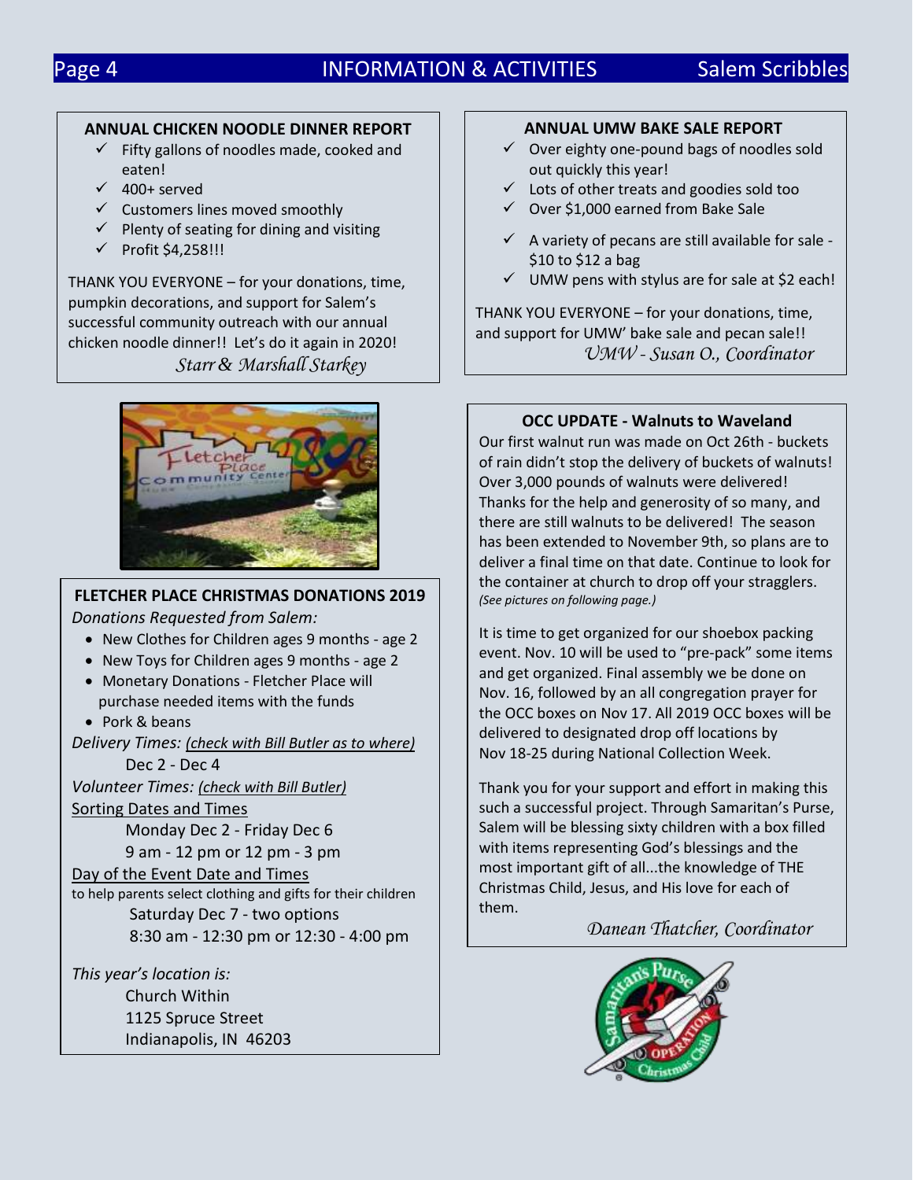## ANNUAL CHICKEN NOODLE DINNER REPORT

- ✓ Fifty gallons of noodles made, cooked and eaten!
- ✓ 400+ served
- ✓ Customers lines moved smoothly
- ✓ Plenty of seating for dining and visiting
- ✓ Profit $4,258!!!

THANK YOU EVERYONE – for your donations, time, pumpkin decorations, and support for Salem's successful community outreach with our annual chicken noodle dinner!! Let's do it again in 2020!

*Starr & Marshall Starkey*

## FLETCHER PLACE CHRISTMAS DONATIONS 2019

*Donations Requested from Salem:*

- New Clothes for Children ages 9 months - age 2
- New Toys for Children ages 9 months - age 2
- Monetary Donations - Fletcher Place will purchase needed items with the funds
- Pork & beans

*Delivery Times:* *(check with Bill Butler as to where)*

Dec 2 - Dec 4

*Volunteer Times:* *(check with Bill Butler)*

Sorting Dates and Times

Monday Dec 2 - Friday Dec 6

9 am - 12 pm or 12 pm - 3 pm

Day of the Event Date and Times

to help parents select clothing and gifts for their children

Saturday Dec 7 - two options

8:30 am - 12:30 pm or 12:30 - 4:00 pm

*This year's location is:*

Church Within
1125 Spruce Street
Indianapolis, IN 46203

## ANNUAL UMW BAKE SALE REPORT

- ✓ Over eighty one-pound bags of noodles sold out quickly this year!
- ✓ Lots of other treats and goodies sold too
- ✓ Over $1,000 earned from Bake Sale
- ✓ A variety of pecans are still available for sale - $10 to $12 a bag
- ✓ UMW pens with stylus are for sale at $2 each!

THANK YOU EVERYONE – for your donations, time, and support for UMW' bake sale and pecan sale!!

*UMW - Susan O., Coordinator*

## OCC UPDATE - Walnuts to Waveland

Our first walnut run was made on Oct 26th - buckets of rain didn't stop the delivery of buckets of walnuts! Over 3,000 pounds of walnuts were delivered! Thanks for the help and generosity of so many, and there are still walnuts to be delivered! The season has been extended to November 9th, so plans are to deliver a final time on that date. Continue to look for the container at church to drop off your stragglers. *(See pictures on following page.)*

It is time to get organized for our shoebox packing event. Nov. 10 will be used to "pre-pack" some items and get organized. Final assembly we be done on Nov. 16, followed by an all congregation prayer for the OCC boxes on Nov 17. All 2019 OCC boxes will be delivered to designated drop off locations by Nov 18-25 during National Collection Week.

Thank you for your support and effort in making this such a successful project. Through Samaritan's Purse, Salem will be blessing sixty children with a box filled with items representing God's blessings and the most important gift of all...the knowledge of THE Christmas Child, Jesus, and His love for each of them.

*Danean Thatcher, Coordinator*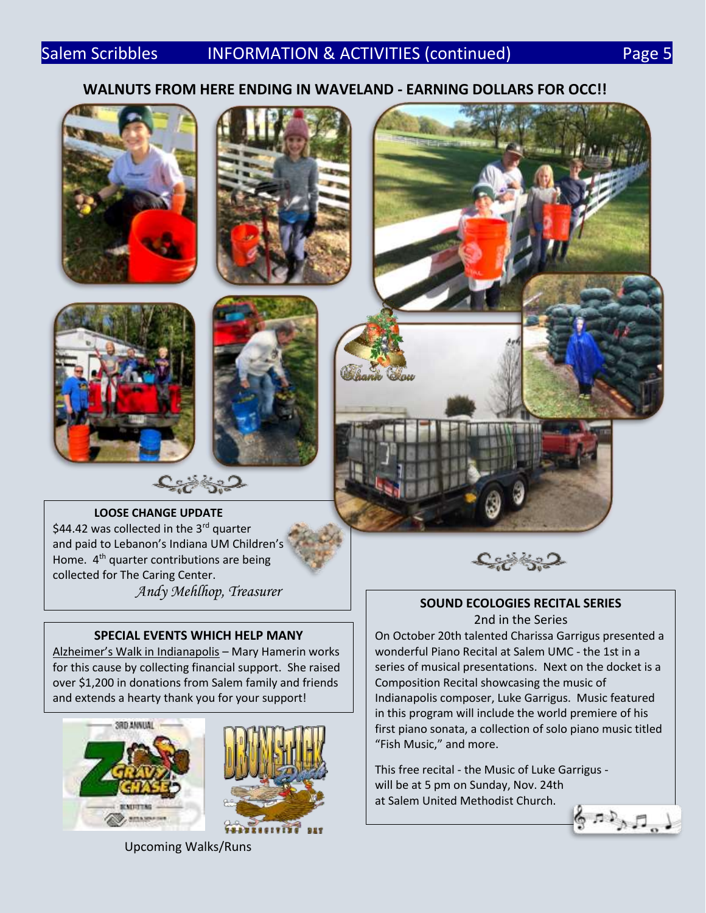## WALNUTS FROM HERE ENDING IN WAVELAND - EARNING DOLLARS FOR OCC!!

### LOOSE CHANGE UPDATE

$44.42 was collected in the 3rd quarter and paid to Lebanon's Indiana UM Children's Home. 4th quarter contributions are being collected for The Caring Center.

*Andy Mehlhop, Treasurer*

### SPECIAL EVENTS WHICH HELP MANY

Alzheimer's Walk in Indianapolis – Mary Hamerin works for this cause by collecting financial support. She raised over $1,200 in donations from Salem family and friends and extends a hearty thank you for your support!

Upcoming Walks/Runs

### SOUND ECOLOGIES RECITAL SERIES

2nd in the Series

On October 20th talented Charissa Garrigus presented a wonderful Piano Recital at Salem UMC - the 1st in a series of musical presentations. Next on the docket is a Composition Recital showcasing the music of Indianapolis composer, Luke Garrigus. Music featured in this program will include the world premiere of his first piano sonata, a collection of solo piano music titled "Fish Music," and more.

This free recital - the Music of Luke Garrigus - will be at 5 pm on Sunday, Nov. 24th at Salem United Methodist Church.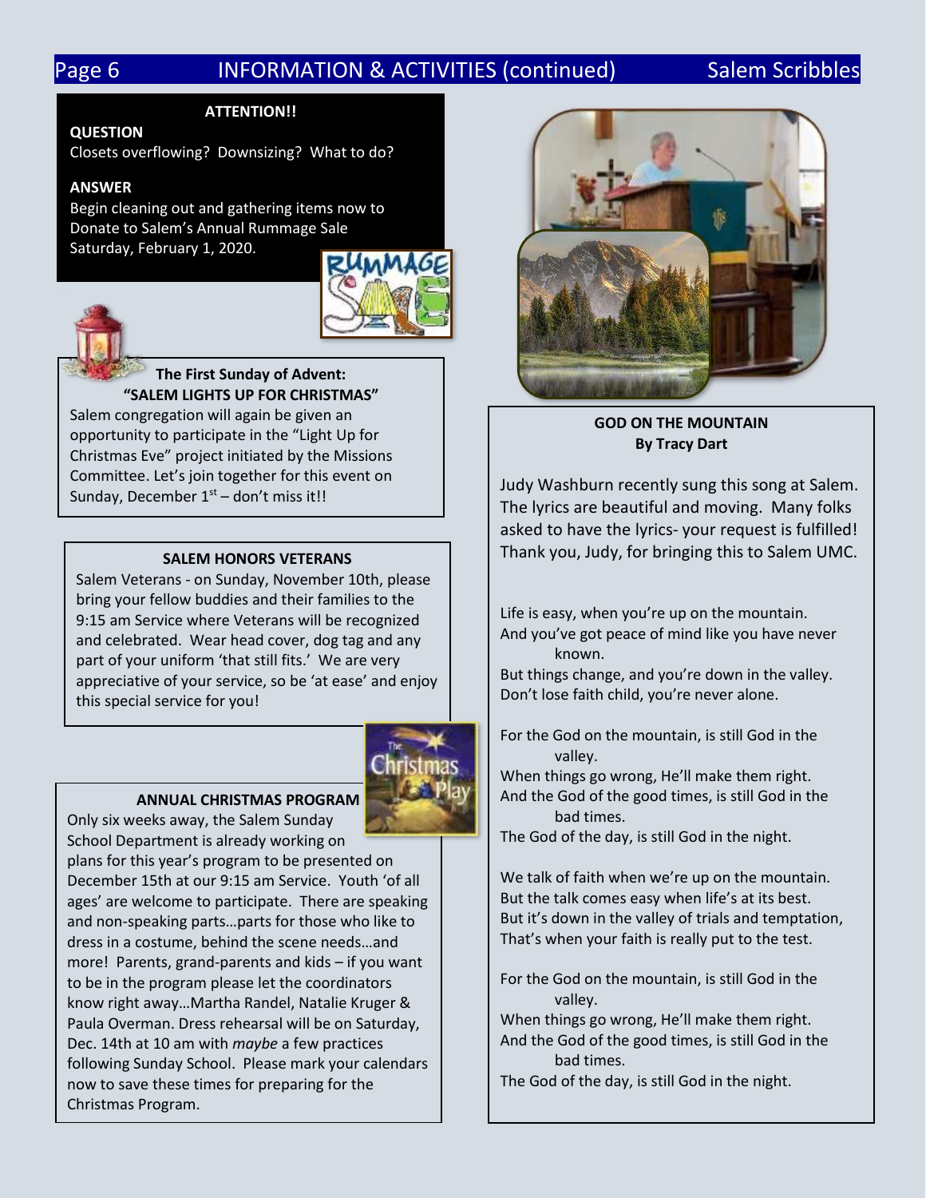### ATTENTION!!

**QUESTION**

Closets overflowing? Downsizing? What to do?

**ANSWER**

Begin cleaning out and gathering items now to Donate to Salem's Annual Rummage Sale Saturday, February 1, 2020.

### The First Sunday of Advent: "SALEM LIGHTS UP FOR CHRISTMAS"

Salem congregation will again be given an opportunity to participate in the "Light Up for Christmas Eve" project initiated by the Missions Committee. Let's join together for this event on Sunday, December 1st – don't miss it!!

### SALEM HONORS VETERANS

Salem Veterans - on Sunday, November 10th, please bring your fellow buddies and their families to the 9:15 am Service where Veterans will be recognized and celebrated. Wear head cover, dog tag and any part of your uniform 'that still fits.' We are very appreciative of your service, so be 'at ease' and enjoy this special service for you!

### ANNUAL CHRISTMAS PROGRAM

Only six weeks away, the Salem Sunday School Department is already working on plans for this year's program to be presented on December 15th at our 9:15 am Service. Youth 'of all ages' are welcome to participate. There are speaking and non-speaking parts…parts for those who like to dress in a costume, behind the scene needs…and more! Parents, grand-parents and kids – if you want to be in the program please let the coordinators know right away…Martha Randel, Natalie Kruger & Paula Overman. Dress rehearsal will be on Saturday, Dec. 14th at 10 am with *maybe* a few practices following Sunday School. Please mark your calendars now to save these times for preparing for the Christmas Program.

### GOD ON THE MOUNTAIN
**By Tracy Dart**

Judy Washburn recently sung this song at Salem. The lyrics are beautiful and moving. Many folks asked to have the lyrics- your request is fulfilled! Thank you, Judy, for bringing this to Salem UMC.

Life is easy, when you're up on the mountain.
And you've got peace of mind like you have never known.
But things change, and you're down in the valley.
Don't lose faith child, you're never alone.

For the God on the mountain, is still God in the valley.
When things go wrong, He'll make them right.
And the God of the good times, is still God in the bad times.
The God of the day, is still God in the night.

We talk of faith when we're up on the mountain.
But the talk comes easy when life's at its best.
But it's down in the valley of trials and temptation,
That's when your faith is really put to the test.

For the God on the mountain, is still God in the valley.
When things go wrong, He'll make them right.
And the God of the good times, is still God in the bad times.
The God of the day, is still God in the night.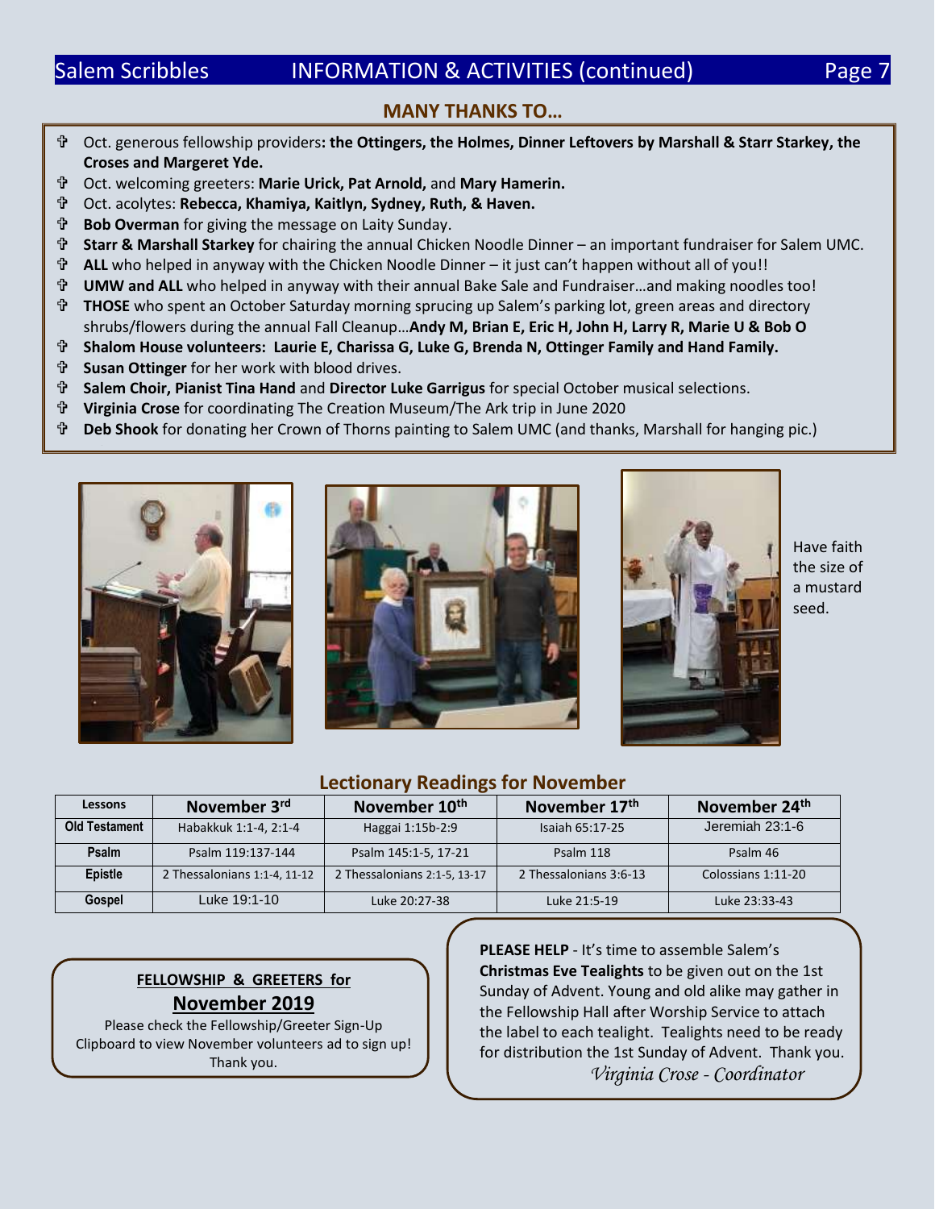## MANY THANKS TO…

- Oct. generous fellowship providers**: the Ottingers, the Holmes, Dinner Leftovers by Marshall & Starr Starkey, the Croses and Margeret Yde.**
- Oct. welcoming greeters: **Marie Urick, Pat Arnold,** and **Mary Hamerin.**
- Oct. acolytes: **Rebecca, Khamiya, Kaitlyn, Sydney, Ruth, & Haven.**
- **Bob Overman** for giving the message on Laity Sunday.
- **Starr & Marshall Starkey** for chairing the annual Chicken Noodle Dinner – an important fundraiser for Salem UMC.
- **ALL** who helped in anyway with the Chicken Noodle Dinner – it just can't happen without all of you!!
- **UMW and ALL** who helped in anyway with their annual Bake Sale and Fundraiser…and making noodles too!
- **THOSE** who spent an October Saturday morning sprucing up Salem's parking lot, green areas and directory shrubs/flowers during the annual Fall Cleanup…**Andy M, Brian E, Eric H, John H, Larry R, Marie U & Bob O**
- **Shalom House volunteers: Laurie E, Charissa G, Luke G, Brenda N, Ottinger Family and Hand Family.**
- **Susan Ottinger** for her work with blood drives.
- **Salem Choir, Pianist Tina Hand** and **Director Luke Garrigus** for special October musical selections.
- **Virginia Crose** for coordinating The Creation Museum/The Ark trip in June 2020
- **Deb Shook** for donating her Crown of Thorns painting to Salem UMC (and thanks, Marshall for hanging pic.)

Have faith the size of a mustard seed.

## Lectionary Readings for November

| Lessons | November 3rd | November 10th | November 17th | November 24th |
|---|---|---|---|---|
| **Old Testament** | Habakkuk 1:1-4, 2:1-4 | Haggai 1:15b-2:9 | Isaiah 65:17-25 | Jeremiah 23:1-6 |
| **Psalm** | Psalm 119:137-144 | Psalm 145:1-5, 17-21 | Psalm 118 | Psalm 46 |
| **Epistle** | 2 Thessalonians 1:1-4, 11-12 | 2 Thessalonians 2:1-5, 13-17 | 2 Thessalonians 3:6-13 | Colossians 1:11-20 |
| **Gospel** | Luke 19:1-10 | Luke 20:27-38 | Luke 21:5-19 | Luke 23:33-43 |

**FELLOWSHIP & GREETERS for**

**November 2019**

Please check the Fellowship/Greeter Sign-Up Clipboard to view November volunteers ad to sign up! Thank you.

**PLEASE HELP** - It's time to assemble Salem's **Christmas Eve Tealights** to be given out on the 1st Sunday of Advent. Young and old alike may gather in the Fellowship Hall after Worship Service to attach the label to each tealight. Tealights need to be ready for distribution the 1st Sunday of Advent. Thank you.

*Virginia Crose - Coordinator*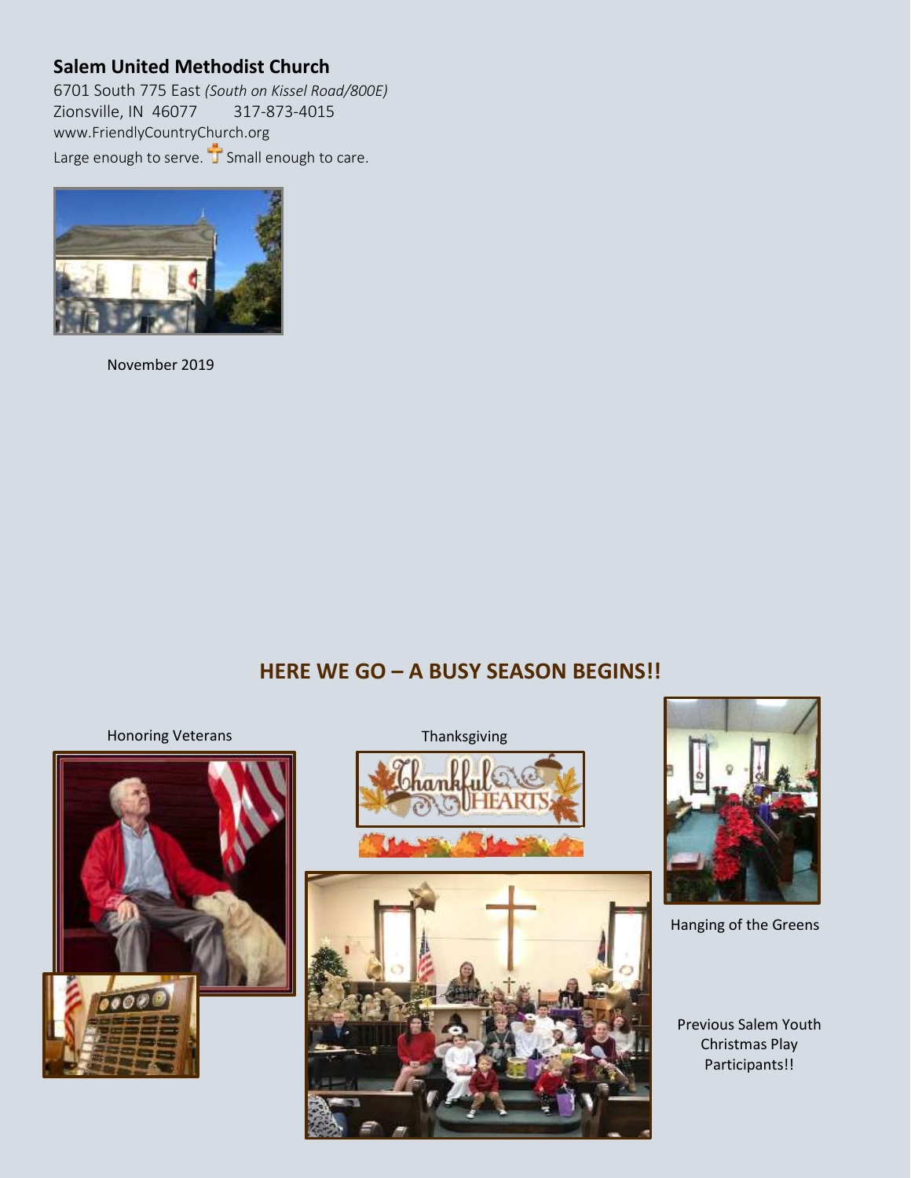**Salem United Methodist Church**

6701 South 775 East *(South on Kissel Road/800E)*
Zionsville, IN 46077 317-873-4015
www.FriendlyCountryChurch.org
Large enough to serve. Small enough to care.

November 2019

## HERE WE GO – A BUSY SEASON BEGINS!!

Honoring Veterans

Thanksgiving

Hanging of the Greens

Previous Salem Youth Christmas Play Participants!!